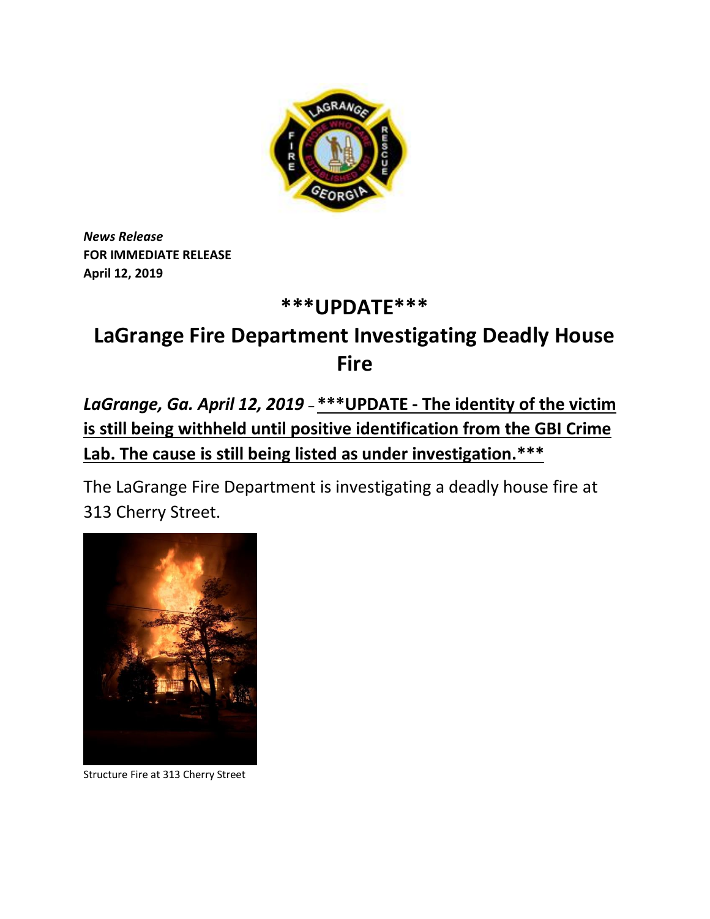***News Release***
**FOR IMMEDIATE RELEASE**
**April 12, 2019**

# ***UPDATE***

# LaGrange Fire Department Investigating Deadly House Fire

***LaGrange, Ga. April 12, 2019*** – **<u>***UPDATE - The identity of the victim is still being withheld until positive identification from the GBI Crime Lab. The cause is still being listed as under investigation.***</u>**

The LaGrange Fire Department is investigating a deadly house fire at 313 Cherry Street.

Structure Fire at 313 Cherry Street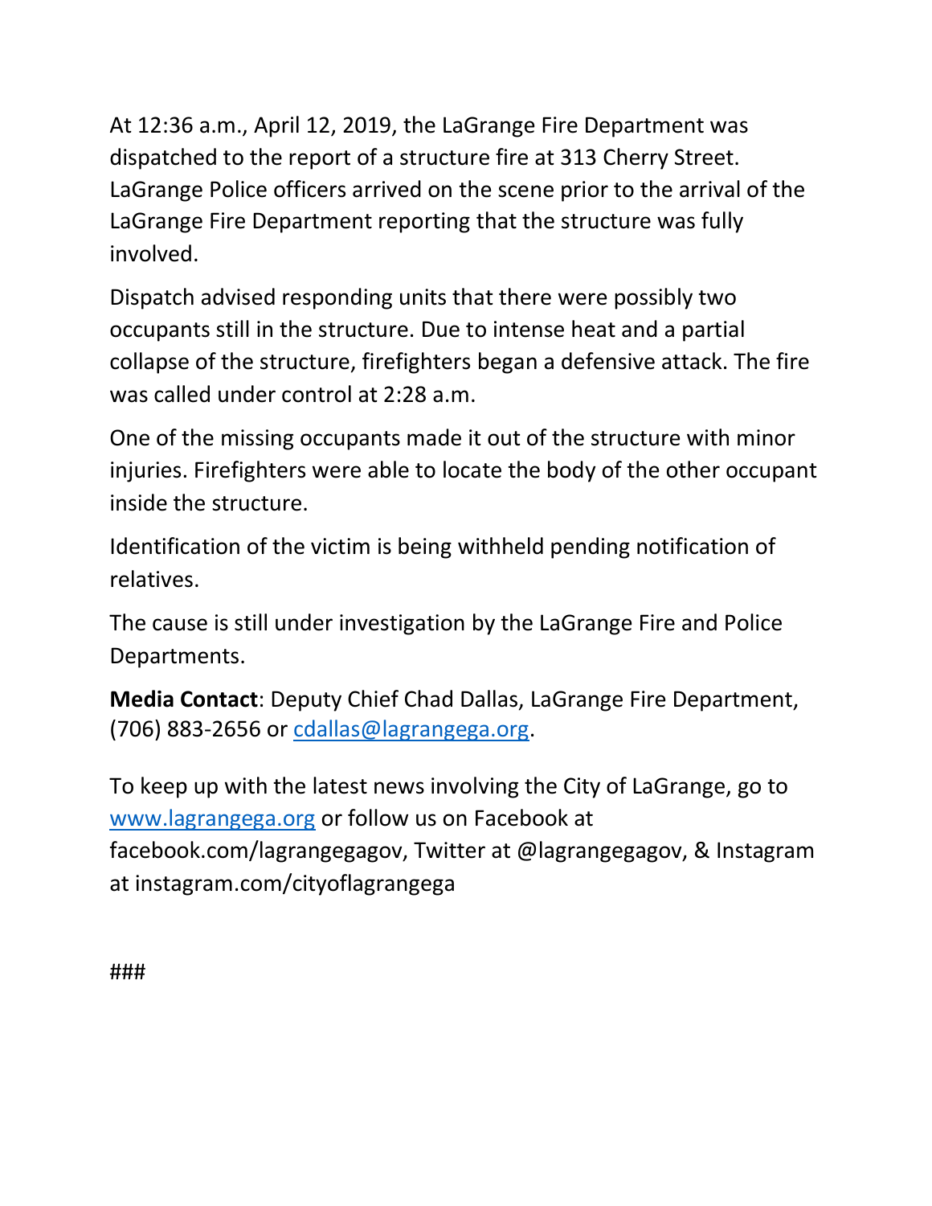At 12:36 a.m., April 12, 2019, the LaGrange Fire Department was dispatched to the report of a structure fire at 313 Cherry Street. LaGrange Police officers arrived on the scene prior to the arrival of the LaGrange Fire Department reporting that the structure was fully involved.

Dispatch advised responding units that there were possibly two occupants still in the structure. Due to intense heat and a partial collapse of the structure, firefighters began a defensive attack. The fire was called under control at 2:28 a.m.

One of the missing occupants made it out of the structure with minor injuries. Firefighters were able to locate the body of the other occupant inside the structure.

Identification of the victim is being withheld pending notification of relatives.

The cause is still under investigation by the LaGrange Fire and Police Departments.

**Media Contact**: Deputy Chief Chad Dallas, LaGrange Fire Department, (706) 883-2656 or cdallas@lagrangega.org.

To keep up with the latest news involving the City of LaGrange, go to www.lagrangega.org or follow us on Facebook at facebook.com/lagrangegagov, Twitter at @lagrangegagov, & Instagram at instagram.com/cityoflagrangega

###